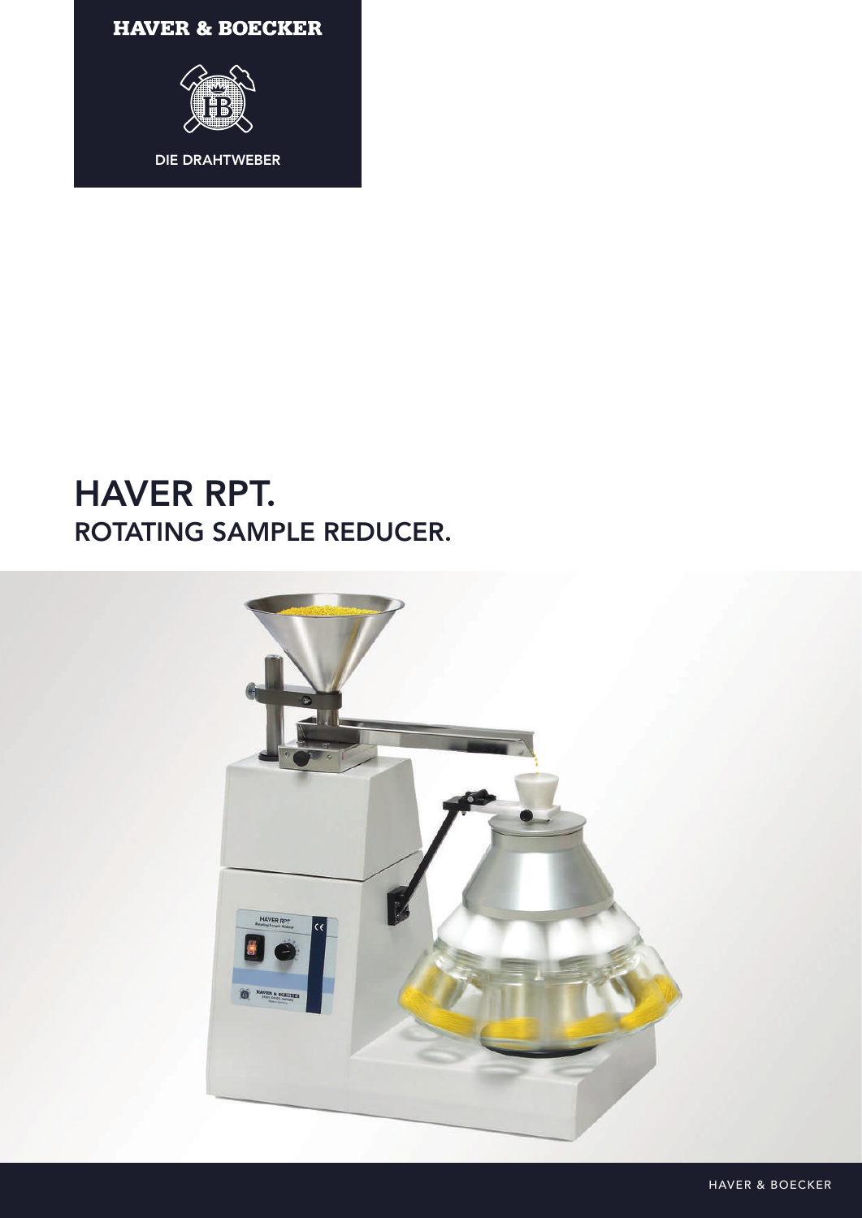HAVER & BOECKER

DIE DRAHTWEBER

# HAVER RPT.

## ROTATING SAMPLE REDUCER.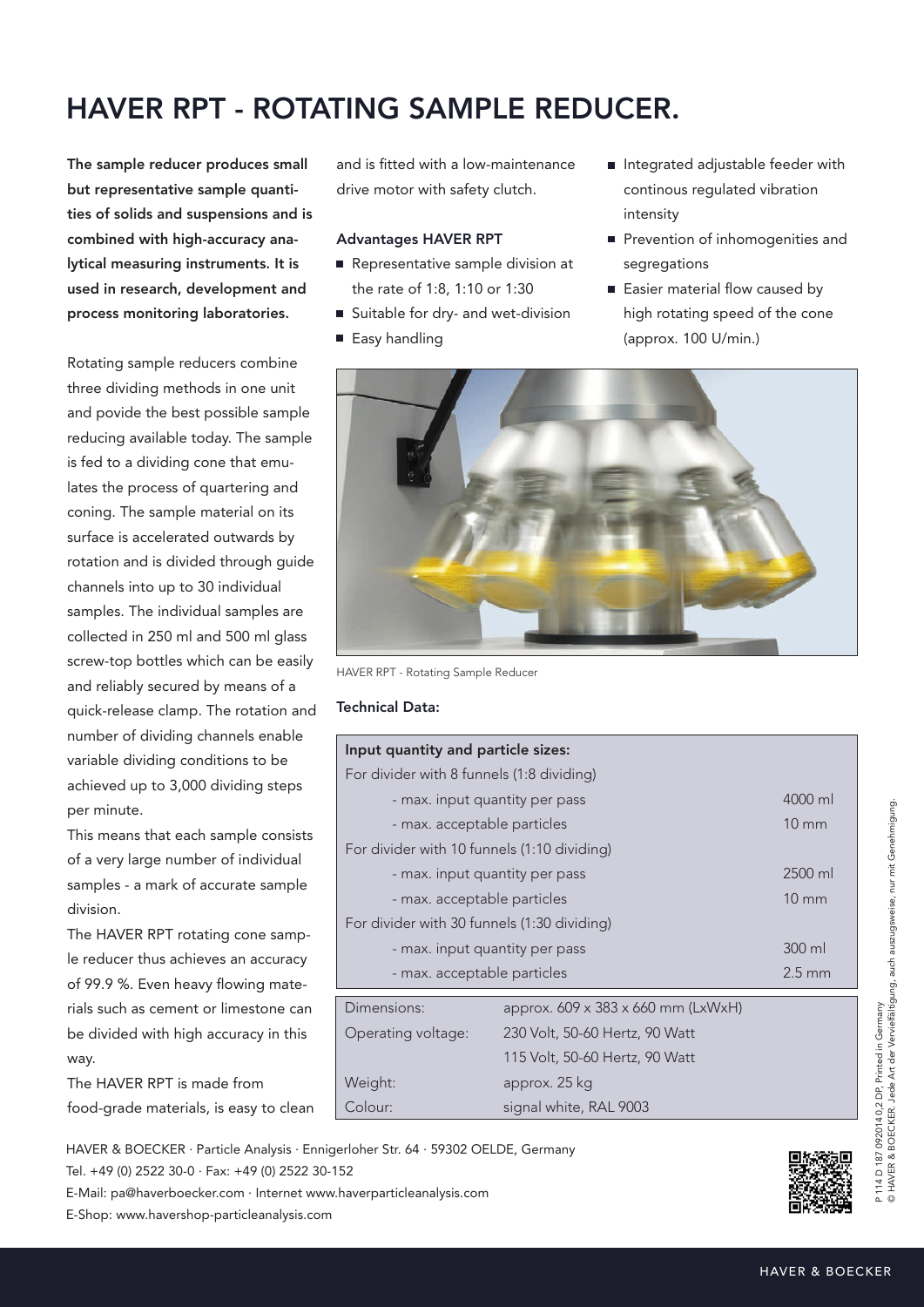# HAVER RPT - ROTATING SAMPLE REDUCER.

**The sample reducer produces small but representative sample quantities of solids and suspensions and is combined with high-accuracy analytical measuring instruments. It is used in research, development and process monitoring laboratories.**

Rotating sample reducers combine three dividing methods in one unit and povide the best possible sample reducing available today. The sample is fed to a dividing cone that emulates the process of quartering and coning. The sample material on its surface is accelerated outwards by rotation and is divided through guide channels into up to 30 individual samples. The individual samples are collected in 250 ml and 500 ml glass screw-top bottles which can be easily and reliably secured by means of a quick-release clamp. The rotation and number of dividing channels enable variable dividing conditions to be achieved up to 3,000 dividing steps per minute.

This means that each sample consists of a very large number of individual samples - a mark of accurate sample division.

The HAVER RPT rotating cone sample reducer thus achieves an accuracy of 99.9 %. Even heavy flowing materials such as cement or limestone can be divided with high accuracy in this way.

The HAVER RPT is made from food-grade materials, is easy to clean and is fitted with a low-maintenance drive motor with safety clutch.

**Advantages HAVER RPT**

- Representative sample division at the rate of 1:8, 1:10 or 1:30
- Suitable for dry- and wet-division
- Easy handling
- Integrated adjustable feeder with continous regulated vibration intensity
- Prevention of inhomogenities and segregations
- Easier material flow caused by high rotating speed of the cone (approx. 100 U/min.)

HAVER RPT - Rotating Sample Reducer

**Technical Data:**

| **Input quantity and particle sizes:** | |
|---|---|
| For divider with 8 funnels (1:8 dividing) | |
| - max. input quantity per pass | 4000 ml |
| - max. acceptable particles | 10 mm |
| For divider with 10 funnels (1:10 dividing) | |
| - max. input quantity per pass | 2500 ml |
| - max. acceptable particles | 10 mm |
| For divider with 30 funnels (1:30 dividing) | |
| - max. input quantity per pass | 300 ml |
| - max. acceptable particles | 2.5 mm |

| | |
|---|---|
| Dimensions: | approx. 609 x 383 x 660 mm (LxWxH) |
| Operating voltage: | 230 Volt, 50-60 Hertz, 90 Watt |
| | 115 Volt, 50-60 Hertz, 90 Watt |
| Weight: | approx. 25 kg |
| Colour: | signal white, RAL 9003 |

HAVER & BOECKER · Particle Analysis · Ennigerloher Str. 64 · 59302 OELDE, Germany
Tel. +49 (0) 2522 30-0 · Fax: +49 (0) 2522 30-152
E-Mail: pa@haverboecker.com · Internet www.haverparticleanalysis.com
E-Shop: www.havershop-particleanalysis.com

P 114 D 187 092014 0,2 DP, Printed in Germany
© HAVER & BOECKER. Jede Art der Vervielfältigung, auch auszugsweise, nur mit Genehmigung.

HAVER & BOECKER